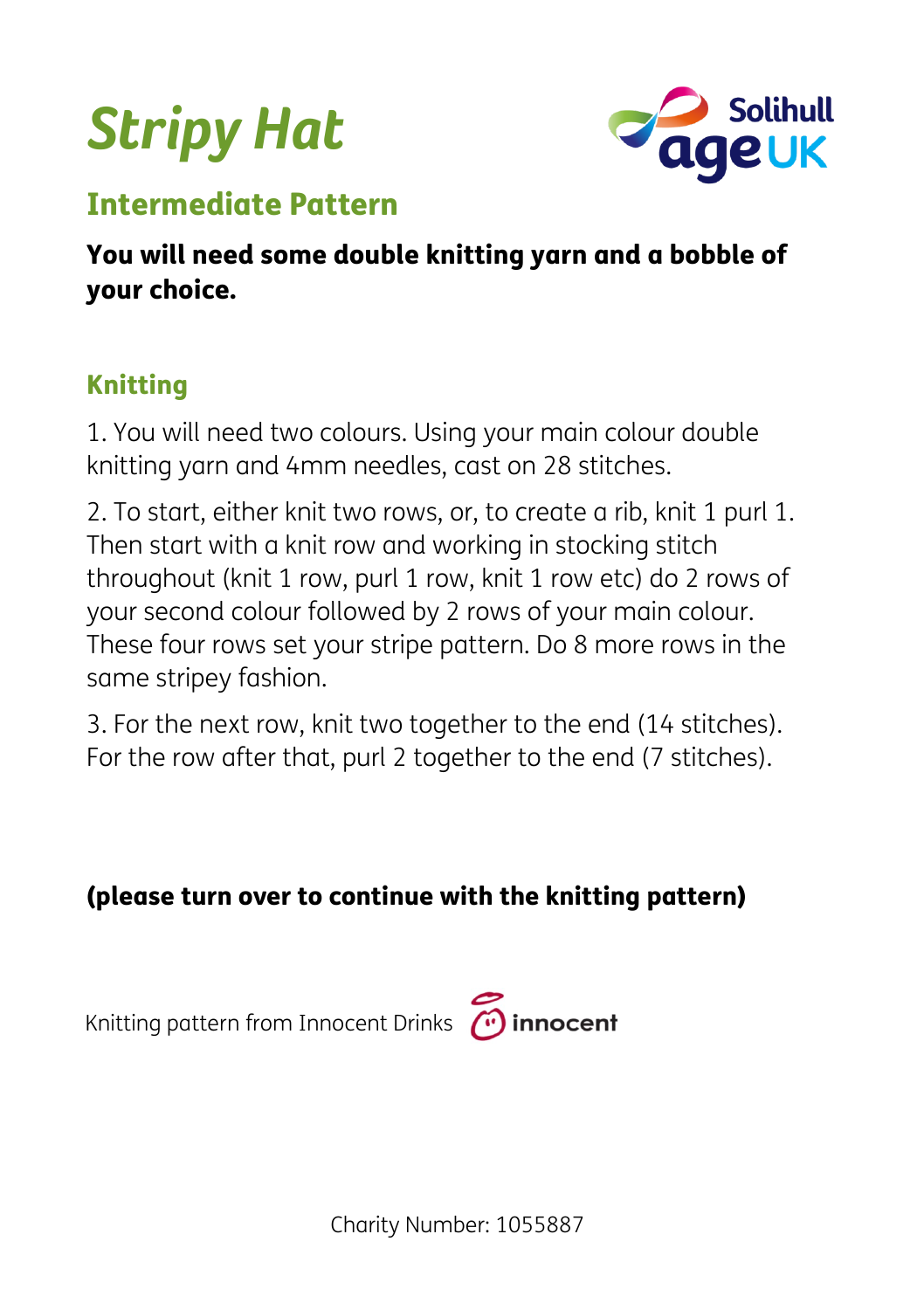# Stripy Hat

Solihull age UK

## Intermediate Pattern

**You will need some double knitting yarn and a bobble of your choice.**

### Knitting

1. You will need two colours. Using your main colour double knitting yarn and 4mm needles, cast on 28 stitches.

2. To start, either knit two rows, or, to create a rib, knit 1 purl 1. Then start with a knit row and working in stocking stitch throughout (knit 1 row, purl 1 row, knit 1 row etc) do 2 rows of your second colour followed by 2 rows of your main colour. These four rows set your stripe pattern. Do 8 more rows in the same stripey fashion.

3. For the next row, knit two together to the end (14 stitches). For the row after that, purl 2 together to the end (7 stitches).

**(please turn over to continue with the knitting pattern)**

Knitting pattern from Innocent Drinks innocent

Charity Number: 1055887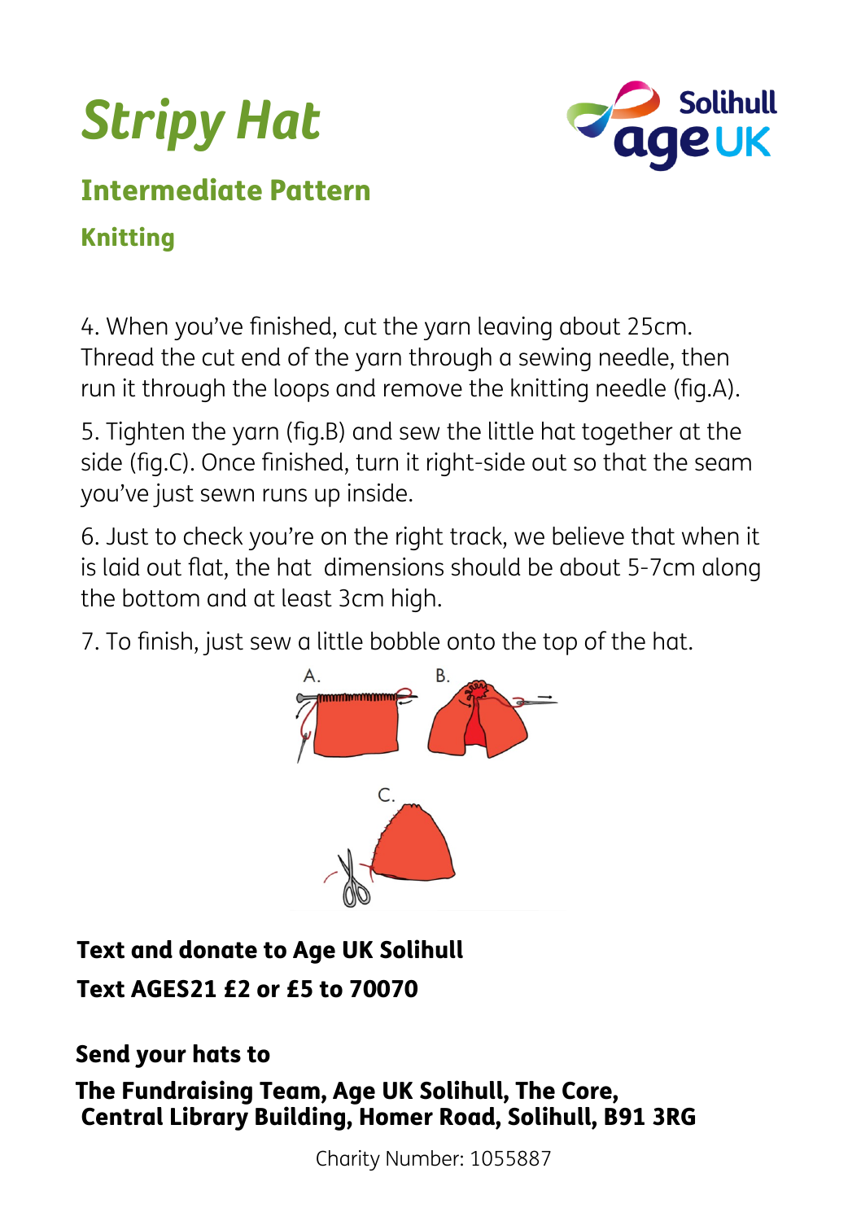# Stripy Hat

## Intermediate Pattern

### Knitting

4. When you've finished, cut the yarn leaving about 25cm. Thread the cut end of the yarn through a sewing needle, then run it through the loops and remove the knitting needle (fig.A).

5. Tighten the yarn (fig.B) and sew the little hat together at the side (fig.C). Once finished, turn it right-side out so that the seam you've just sewn runs up inside.

6. Just to check you're on the right track, we believe that when it is laid out flat, the hat dimensions should be about 5-7cm along the bottom and at least 3cm high.

7. To finish, just sew a little bobble onto the top of the hat.

A. B.

C.

**Text and donate to Age UK Solihull**

**Text AGES21 £2 or £5 to 70070**

**Send your hats to**

**The Fundraising Team, Age UK Solihull, The Core, Central Library Building, Homer Road, Solihull, B91 3RG**

Charity Number: 1055887